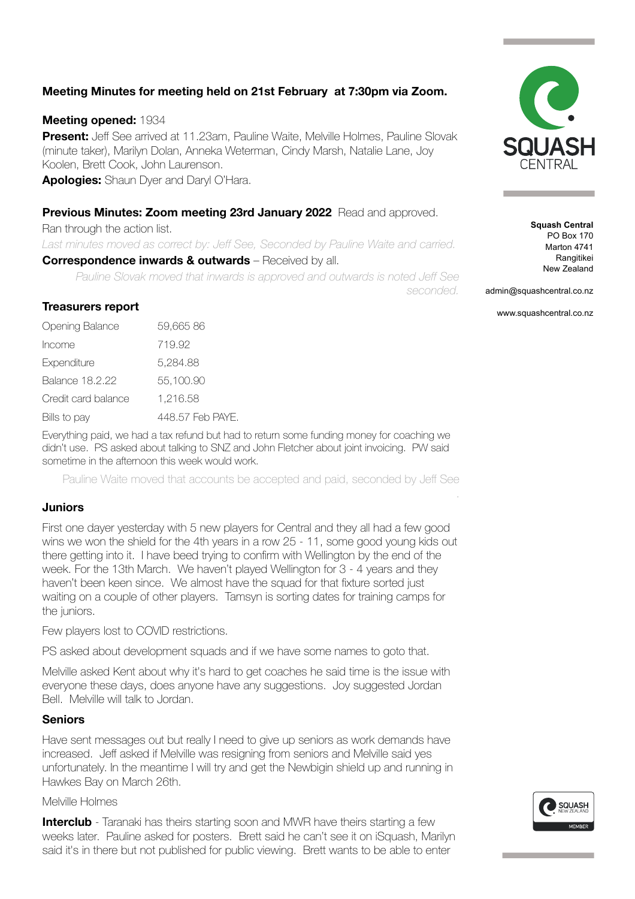**Squash Central**
PO Box 170
Marton 4741
Rangitikei
New Zealand

admin@squashcentral.co.nz

www.squashcentral.co.nz

**Meeting Minutes for meeting held on 21st February at 7:30pm via Zoom.**

**Meeting opened:** 1934

**Present:** Jeff See arrived at 11.23am, Pauline Waite, Melville Holmes, Pauline Slovak (minute taker), Marilyn Dolan, Anneka Weterman, Cindy Marsh, Natalie Lane, Joy Koolen, Brett Cook, John Laurenson.

**Apologies:** Shaun Dyer and Daryl O'Hara.

**Previous Minutes: Zoom meeting 23rd January 2022** Read and approved.

Ran through the action list.

*Last minutes moved as correct by: Jeff See, Seconded by Pauline Waite and carried.*

**Correspondence inwards & outwards** – Received by all.

*Pauline Slovak moved that inwards is approved and outwards is noted Jeff See seconded.*

**Treasurers report**

| | |
|---|---|
| Opening Balance | 59,665 86 |
| Income | 719.92 |
| Expenditure | 5,284.88 |
| Balance 18.2.22 | 55,100.90 |
| Credit card balance | 1,216.58 |
| Bills to pay | 448.57 Feb PAYE. |

Everything paid, we had a tax refund but had to return some funding money for coaching we didn't use. PS asked about talking to SNZ and John Fletcher about joint invoicing. PW said sometime in the afternoon this week would work.

Pauline Waite moved that accounts be accepted and paid, seconded by Jeff See

**Juniors**

First one dayer yesterday with 5 new players for Central and they all had a few good wins we won the shield for the 4th years in a row 25 - 11, some good young kids out there getting into it. I have beed trying to confirm with Wellington by the end of the week. For the 13th March. We haven't played Wellington for 3 - 4 years and they haven't been keen since. We almost have the squad for that fixture sorted just waiting on a couple of other players. Tamsyn is sorting dates for training camps for the juniors.

Few players lost to COVID restrictions.

PS asked about development squads and if we have some names to goto that.

Melville asked Kent about why it's hard to get coaches he said time is the issue with everyone these days, does anyone have any suggestions. Joy suggested Jordan Bell. Melville will talk to Jordan.

**Seniors**

Have sent messages out but really I need to give up seniors as work demands have increased. Jeff asked if Melville was resigning from seniors and Melville said yes unfortunately. In the meantime I will try and get the Newbigin shield up and running in Hawkes Bay on March 26th.

Melville Holmes

**Interclub** - Taranaki has theirs starting soon and MWR have theirs starting a few weeks later. Pauline asked for posters. Brett said he can't see it on iSquash, Marilyn said it's in there but not published for public viewing. Brett wants to be able to enter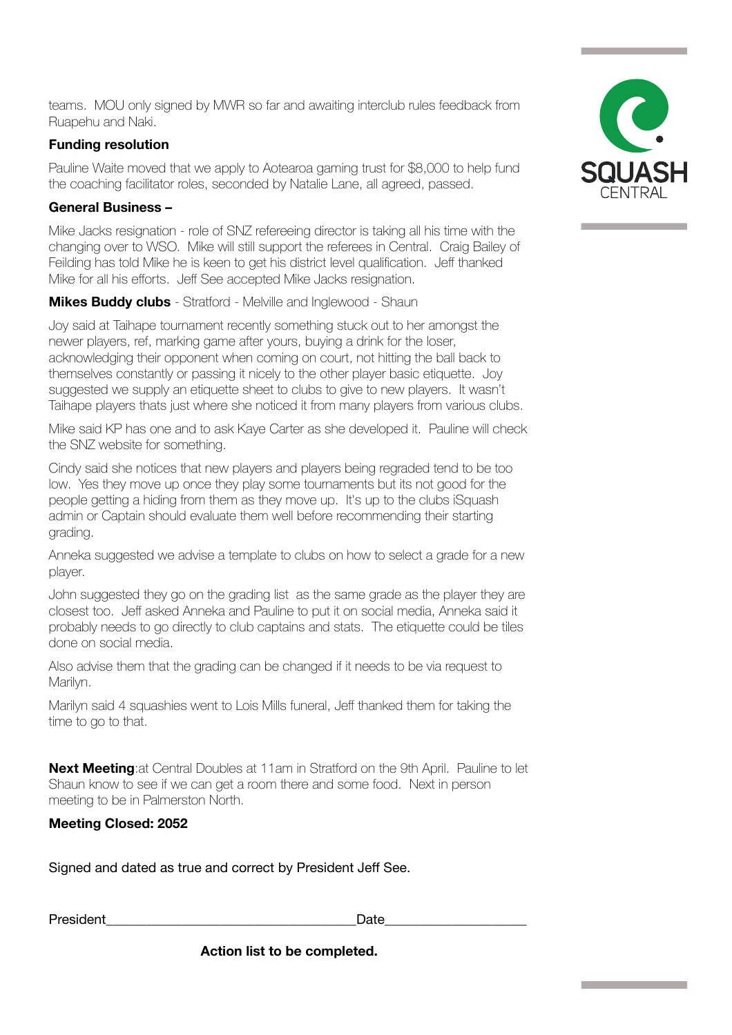teams. MOU only signed by MWR so far and awaiting interclub rules feedback from Ruapehu and Naki.

**Funding resolution**

Pauline Waite moved that we apply to Aotearoa gaming trust for $8,000 to help fund the coaching facilitator roles, seconded by Natalie Lane, all agreed, passed.

**General Business –**

Mike Jacks resignation - role of SNZ refereeing director is taking all his time with the changing over to WSO. Mike will still support the referees in Central. Craig Bailey of Feilding has told Mike he is keen to get his district level qualification. Jeff thanked Mike for all his efforts. Jeff See accepted Mike Jacks resignation.

**Mikes Buddy clubs** - Stratford - Melville and Inglewood - Shaun

Joy said at Taihape tournament recently something stuck out to her amongst the newer players, ref, marking game after yours, buying a drink for the loser, acknowledging their opponent when coming on court, not hitting the ball back to themselves constantly or passing it nicely to the other player basic etiquette. Joy suggested we supply an etiquette sheet to clubs to give to new players. It wasn't Taihape players thats just where she noticed it from many players from various clubs.

Mike said KP has one and to ask Kaye Carter as she developed it. Pauline will check the SNZ website for something.

Cindy said she notices that new players and players being regraded tend to be too low. Yes they move up once they play some tournaments but its not good for the people getting a hiding from them as they move up. It's up to the clubs iSquash admin or Captain should evaluate them well before recommending their starting grading.

Anneka suggested we advise a template to clubs on how to select a grade for a new player.

John suggested they go on the grading list as the same grade as the player they are closest too. Jeff asked Anneka and Pauline to put it on social media, Anneka said it probably needs to go directly to club captains and stats. The etiquette could be tiles done on social media.

Also advise them that the grading can be changed if it needs to be via request to Marilyn.

Marilyn said 4 squashies went to Lois Mills funeral, Jeff thanked them for taking the time to go to that.

**Next Meeting**:at Central Doubles at 11am in Stratford on the 9th April. Pauline to let Shaun know to see if we can get a room there and some food. Next in person meeting to be in Palmerston North.

**Meeting Closed: 2052**

Signed and dated as true and correct by President Jeff See.

President___________________________________Date____________________

**Action list to be completed.**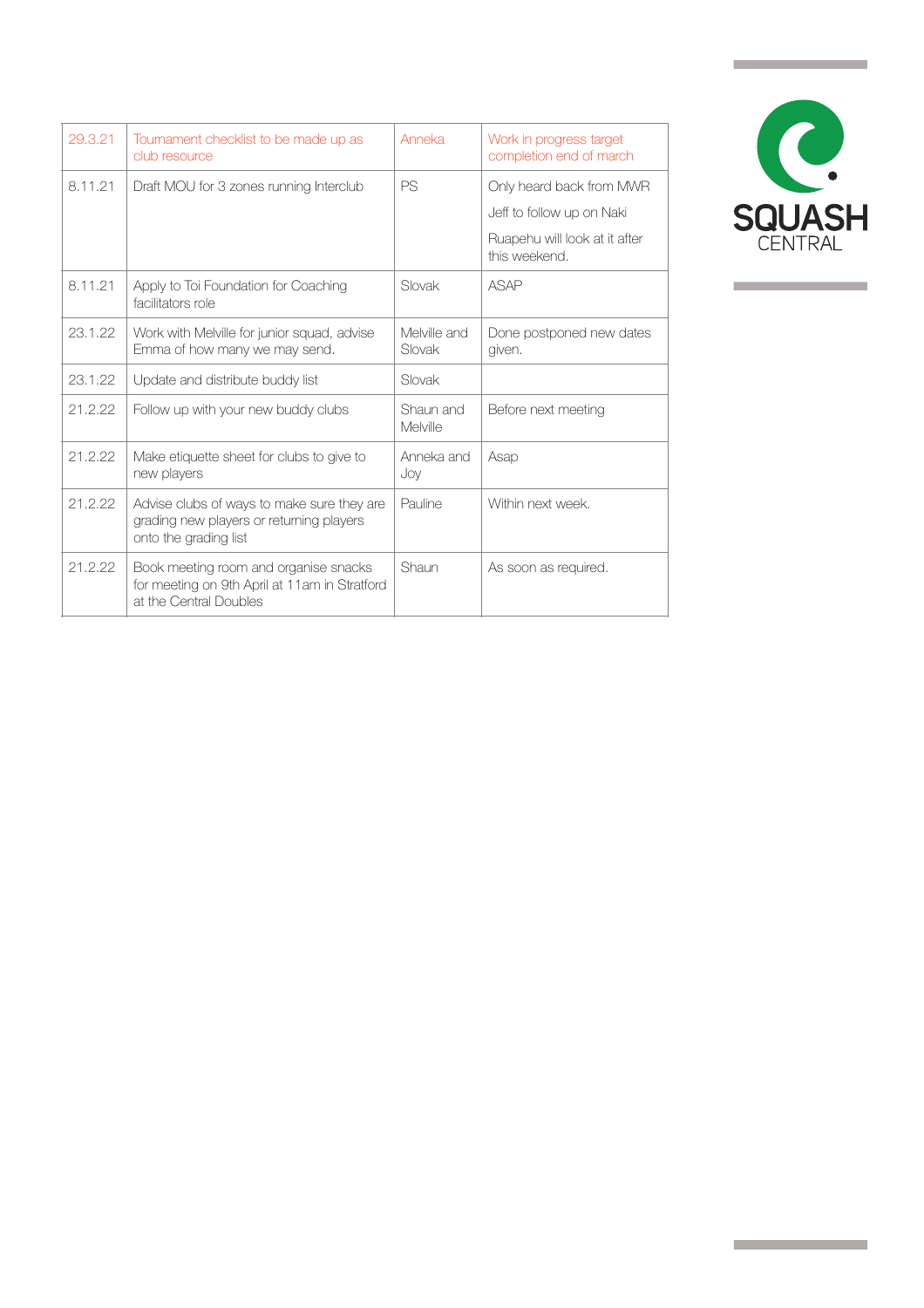| | | | |
|---|---|---|---|
| 29.3.21 | Tournament checklist to be made up as club resource | Anneka | Work in progress target completion end of march |
| 8.11.21 | Draft MOU for 3 zones running Interclub | PS | Only heard back from MWR<br>Jeff to follow up on Naki<br>Ruapehu will look at it after this weekend. |
| 8.11.21 | Apply to Toi Foundation for Coaching facilitators role | Slovak | ASAP |
| 23.1.22 | Work with Melville for junior squad, advise Emma of how many we may send. | Melville and Slovak | Done postponed new dates given. |
| 23.1.22 | Update and distribute buddy list | Slovak | |
| 21.2.22 | Follow up with your new buddy clubs | Shaun and Melville | Before next meeting |
| 21.2.22 | Make etiquette sheet for clubs to give to new players | Anneka and Joy | Asap |
| 21.2.22 | Advise clubs of ways to make sure they are grading new players or returning players onto the grading list | Pauline | Within next week. |
| 21.2.22 | Book meeting room and organise snacks for meeting on 9th April at 11am in Stratford at the Central Doubles | Shaun | As soon as required. |